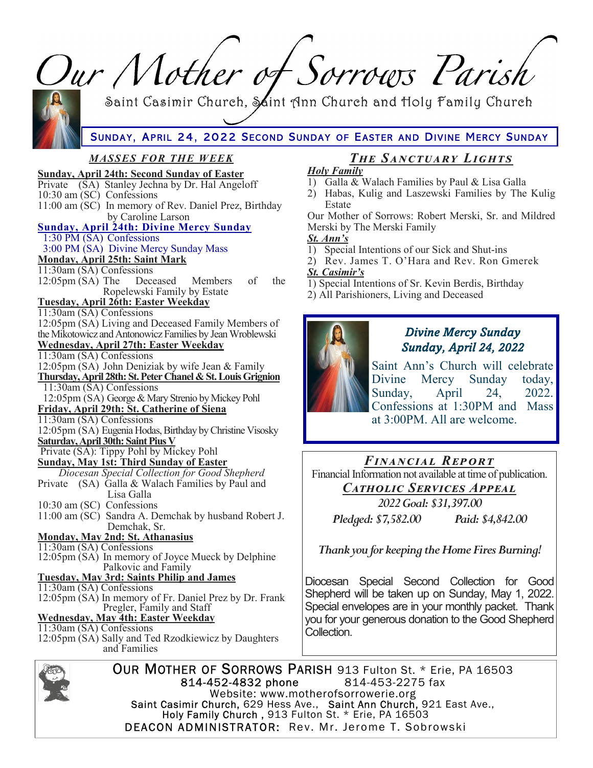# Our Mother of Sorrows Parish

Saint Casimir Church, Saint Ann Church and Holy Family Church

**SUNDAY, APRIL 24, 2022 SECOND SUNDAY OF EASTER AND DIVINE MERCY SUNDAY**

## *MASSES FOR THE WEEK*

**Sunday, April 24th: Second Sunday of Easter**
Private (SA) Stanley Jechna by Dr. Hal Angeloff
10:30 am (SC) Confessions
11:00 am (SC) In memory of Rev. Daniel Prez, Birthday by Caroline Larson

**Sunday, April 24th: Divine Mercy Sunday**
1:30 PM (SA) Confessions
3:00 PM (SA) Divine Mercy Sunday Mass

**Monday, April 25th: Saint Mark**
11:30am (SA) Confessions
12:05pm (SA) The Deceased Members of the Ropelewski Family by Estate

**Tuesday, April 26th: Easter Weekday**
11:30am (SA) Confessions
12:05pm (SA) Living and Deceased Family Members of the Mikotowicz and Antonowicz Families by Jean Wroblewski

**Wednesday, April 27th: Easter Weekday**
11:30am (SA) Confessions
12:05pm (SA) John Deniziak by wife Jean & Family

**Thursday, April 28th: St. Peter Chanel & St. Louis Grignion**
11:30am (SA) Confessions
12:05pm (SA) George & Mary Strenio by Mickey Pohl

**Friday, April 29th: St. Catherine of Siena**
11:30am (SA) Confessions
12:05pm (SA) Eugenia Hodas, Birthday by Christine Visosky

**Saturday, April 30th: Saint Pius V**
Private (SA): Tippy Pohl by Mickey Pohl

**Sunday, May 1st: Third Sunday of Easter**
*Diocesan Special Collection for Good Shepherd*
Private (SA) Galla & Walach Families by Paul and Lisa Galla
10:30 am (SC) Confessions
11:00 am (SC) Sandra A. Demchak by husband Robert J. Demchak, Sr.

**Monday, May 2nd: St. Athanasius**
11:30am (SA) Confessions
12:05pm (SA) In memory of Joyce Mueck by Delphine Palkovic and Family

**Tuesday, May 3rd: Saints Philip and James**
11:30am (SA) Confessions
12:05pm (SA) In memory of Fr. Daniel Prez by Dr. Frank Pregler, Family and Staff

**Wednesday, May 4th: Easter Weekday**
11:30am (SA) Confessions
12:05pm (SA) Sally and Ted Rzodkiewicz by Daughters and Families

## *THE SANCTUARY LIGHTS*

***Holy Family***
1) Galla & Walach Families by Paul & Lisa Galla
2) Habas, Kulig and Laszewski Families by The Kulig Estate

Our Mother of Sorrows: Robert Merski, Sr. and Mildred Merski by The Merski Family

***St. Ann's***
1) Special Intentions of our Sick and Shut-ins
2) Rev. James T. O'Hara and Rev. Ron Gmerek

***St. Casimir's***
1) Special Intentions of Sr. Kevin Berdis, Birthday
2) All Parishioners, Living and Deceased

### *Divine Mercy Sunday*
### *Sunday, April 24, 2022*

Saint Ann's Church will celebrate Divine Mercy Sunday today, Sunday, April 24, 2022. Confessions at 1:30PM and Mass at 3:00PM. All are welcome.

## *FINANCIAL REPORT*

Financial Information not available at time of publication.

### *CATHOLIC SERVICES APPEAL*

*2022 Goal: $31,397.00*

*Pledged: $7,582.00* *Paid: $4,842.00*

*Thank you for keeping the Home Fires Burning!*

Diocesan Special Second Collection for Good Shepherd will be taken up on Sunday, May 1, 2022. Special envelopes are in your monthly packet. Thank you for your generous donation to the Good Shepherd Collection.

---

OUR MOTHER OF SORROWS PARISH 913 Fulton St. * Erie, PA 16503
814-452-4832 phone 814-453-2275 fax
Website: www.motherofsorrowerie.org
Saint Casimir Church, 629 Hess Ave., Saint Ann Church, 921 East Ave., Holy Family Church, 913 Fulton St. * Erie, PA 16503
DEACON ADMINISTRATOR: Rev. Mr. Jerome T. Sobrowski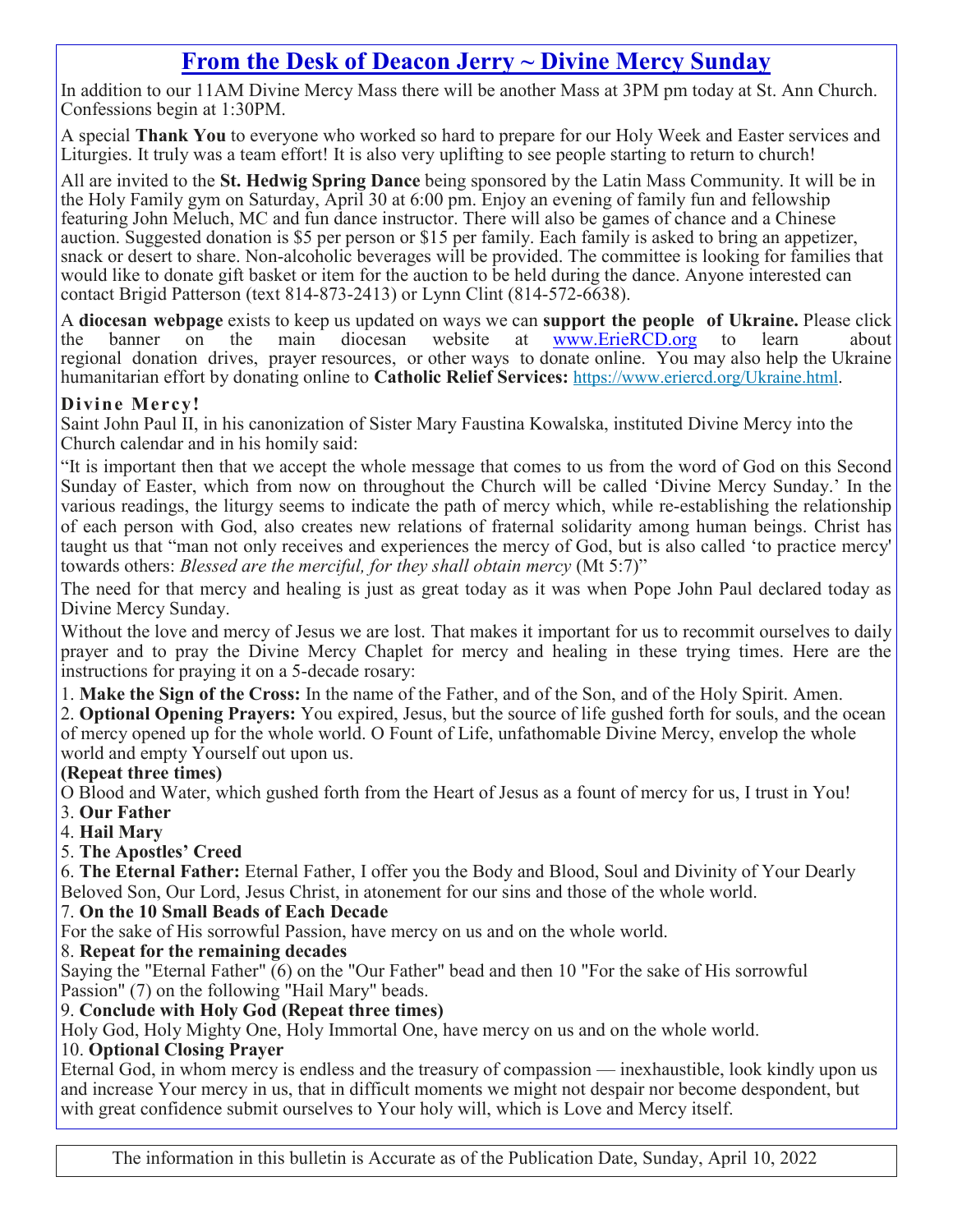## From the Desk of Deacon Jerry ~ Divine Mercy Sunday

In addition to our 11AM Divine Mercy Mass there will be another Mass at 3PM pm today at St. Ann Church. Confessions begin at 1:30PM.

A special **Thank You** to everyone who worked so hard to prepare for our Holy Week and Easter services and Liturgies. It truly was a team effort! It is also very uplifting to see people starting to return to church!

All are invited to the **St. Hedwig Spring Dance** being sponsored by the Latin Mass Community. It will be in the Holy Family gym on Saturday, April 30 at 6:00 pm. Enjoy an evening of family fun and fellowship featuring John Meluch, MC and fun dance instructor. There will also be games of chance and a Chinese auction. Suggested donation is $5 per person or $15 per family. Each family is asked to bring an appetizer, snack or desert to share. Non-alcoholic beverages will be provided. The committee is looking for families that would like to donate gift basket or item for the auction to be held during the dance. Anyone interested can contact Brigid Patterson (text 814-873-2413) or Lynn Clint (814-572-6638).

A **diocesan webpage** exists to keep us updated on ways we can **support the people of Ukraine.** Please click the banner on the main diocesan website at www.ErieRCD.org to learn about regional donation drives, prayer resources, or other ways to donate online. You may also help the Ukraine humanitarian effort by donating online to **Catholic Relief Services:** https://www.eriercd.org/Ukraine.html.

**Divine Mercy!**

Saint John Paul II, in his canonization of Sister Mary Faustina Kowalska, instituted Divine Mercy into the Church calendar and in his homily said:

"It is important then that we accept the whole message that comes to us from the word of God on this Second Sunday of Easter, which from now on throughout the Church will be called 'Divine Mercy Sunday.' In the various readings, the liturgy seems to indicate the path of mercy which, while re-establishing the relationship of each person with God, also creates new relations of fraternal solidarity among human beings. Christ has taught us that "man not only receives and experiences the mercy of God, but is also called 'to practice mercy' towards others: *Blessed are the merciful, for they shall obtain mercy* (Mt 5:7)"

The need for that mercy and healing is just as great today as it was when Pope John Paul declared today as Divine Mercy Sunday.

Without the love and mercy of Jesus we are lost. That makes it important for us to recommit ourselves to daily prayer and to pray the Divine Mercy Chaplet for mercy and healing in these trying times. Here are the instructions for praying it on a 5-decade rosary:

1. **Make the Sign of the Cross:** In the name of the Father, and of the Son, and of the Holy Spirit. Amen.
2. **Optional Opening Prayers:** You expired, Jesus, but the source of life gushed forth for souls, and the ocean of mercy opened up for the whole world. O Fount of Life, unfathomable Divine Mercy, envelop the whole world and empty Yourself out upon us.

**(Repeat three times)**

O Blood and Water, which gushed forth from the Heart of Jesus as a fount of mercy for us, I trust in You!

3. **Our Father**
4. **Hail Mary**
5. **The Apostles' Creed**
6. **The Eternal Father:** Eternal Father, I offer you the Body and Blood, Soul and Divinity of Your Dearly Beloved Son, Our Lord, Jesus Christ, in atonement for our sins and those of the whole world.
7. **On the 10 Small Beads of Each Decade**

For the sake of His sorrowful Passion, have mercy on us and on the whole world.

8. **Repeat for the remaining decades**

Saying the "Eternal Father" (6) on the "Our Father" bead and then 10 "For the sake of His sorrowful Passion" (7) on the following "Hail Mary" beads.

9. **Conclude with Holy God (Repeat three times)**

Holy God, Holy Mighty One, Holy Immortal One, have mercy on us and on the whole world.

10. **Optional Closing Prayer**

Eternal God, in whom mercy is endless and the treasury of compassion — inexhaustible, look kindly upon us and increase Your mercy in us, that in difficult moments we might not despair nor become despondent, but with great confidence submit ourselves to Your holy will, which is Love and Mercy itself.

The information in this bulletin is Accurate as of the Publication Date, Sunday, April 10, 2022